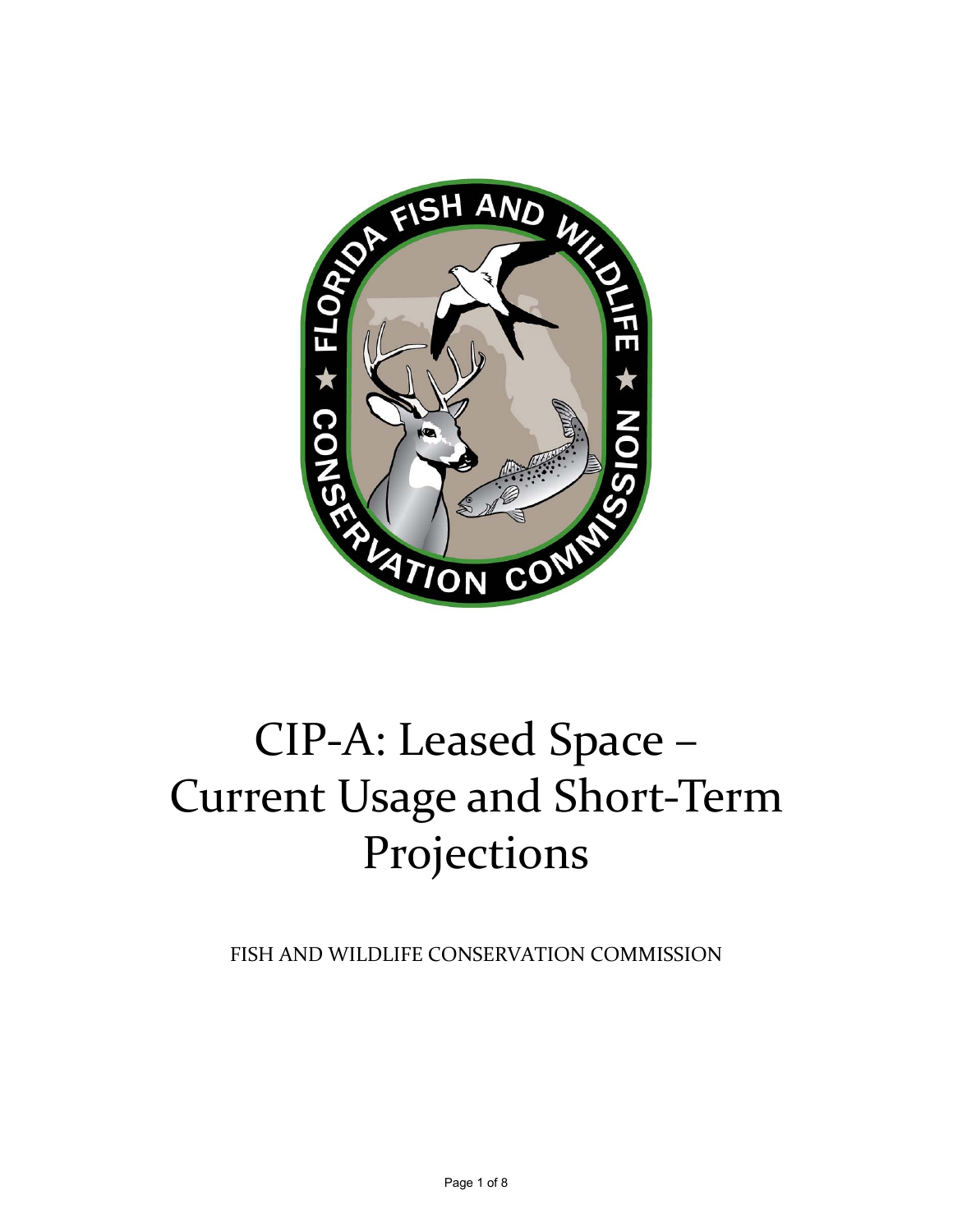# CIP-A: Leased Space – Current Usage and Short-Term Projections

FISH AND WILDLIFE CONSERVATION COMMISSION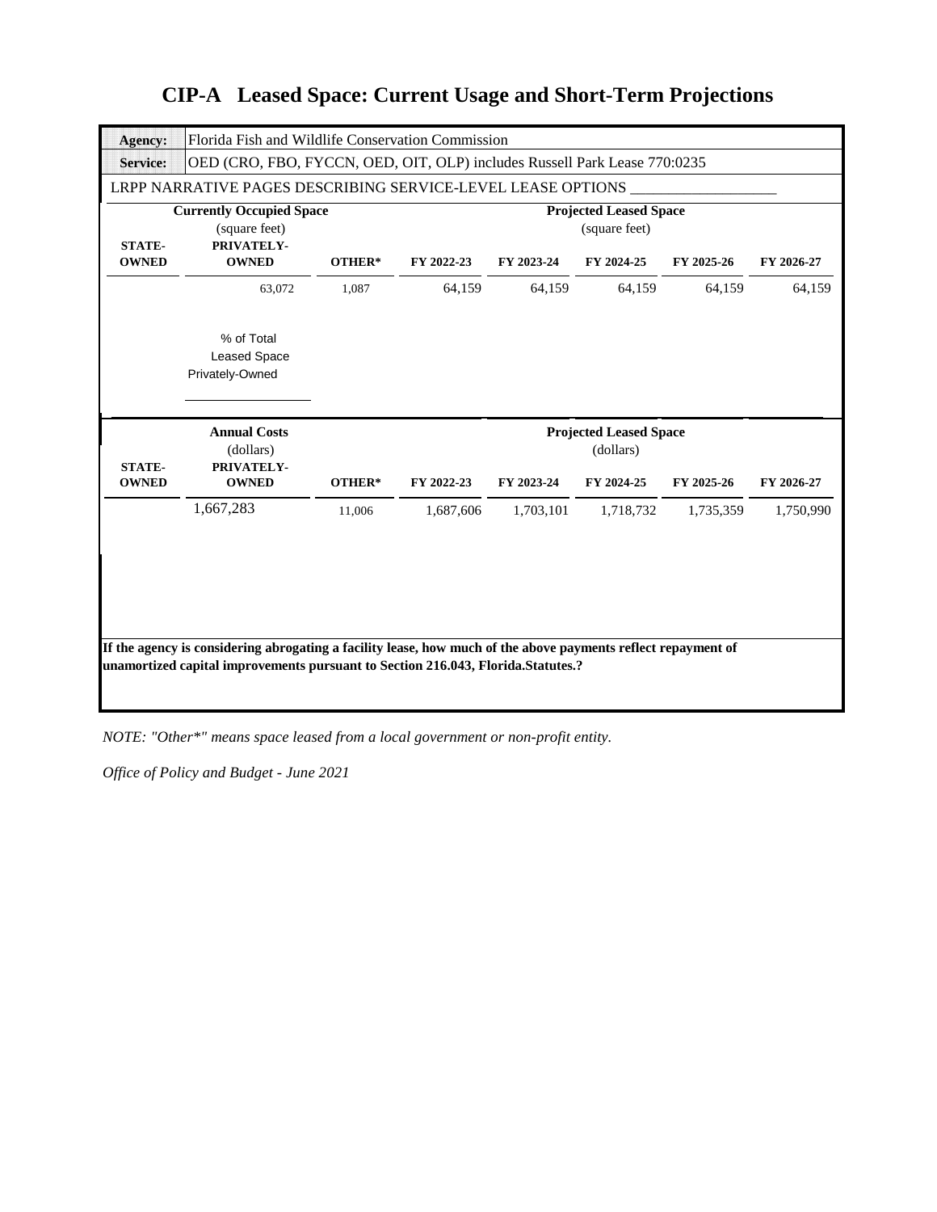# CIP-A Leased Space: Current Usage and Short-Term Projections

| **Agency:** | Florida Fish and Wildlife Conservation Commission |
|---|---|
| **Service:** | OED (CRO, FBO, FYCCN, OED, OIT, OLP) includes Russell Park Lease 770:0235 |

LRPP NARRATIVE PAGES DESCRIBING SERVICE-LEVEL LEASE OPTIONS ___________________

| **Currently Occupied Space** (square feet) | | | **Projected Leased Space** (square feet) | | | | |
|---|---|---|---|---|---|---|---|
| **STATE-OWNED** | **PRIVATELY-OWNED** | **OTHER*** | **FY 2022-23** | **FY 2023-24** | **FY 2024-25** | **FY 2025-26** | **FY 2026-27** |
| | 63,072 | 1,087 | 64,159 | 64,159 | 64,159 | 64,159 | 64,159 |

% of Total Leased Space Privately-Owned

| **Annual Costs** (dollars) | | | **Projected Leased Space** (dollars) | | | | |
|---|---|---|---|---|---|---|---|
| **STATE-OWNED** | **PRIVATELY-OWNED** | **OTHER*** | **FY 2022-23** | **FY 2023-24** | **FY 2024-25** | **FY 2025-26** | **FY 2026-27** |
| | 1,667,283 | 11,006 | 1,687,606 | 1,703,101 | 1,718,732 | 1,735,359 | 1,750,990 |

**If the agency is considering abrogating a facility lease, how much of the above payments reflect repayment of unamortized capital improvements pursuant to Section 216.043, Florida.Statutes.?**

*NOTE: "Other*" means space leased from a local government or non-profit entity.*

*Office of Policy and Budget - June 2021*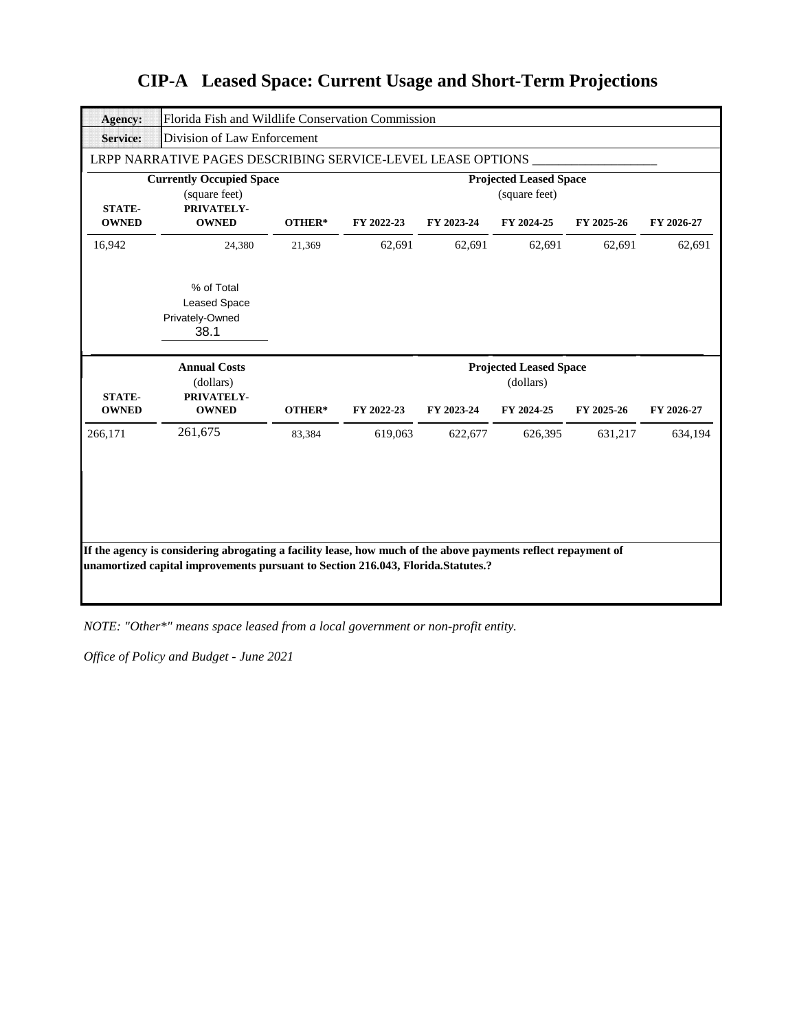# CIP-A Leased Space: Current Usage and Short-Term Projections

| **Agency:** | Florida Fish and Wildlife Conservation Commission |
|---|---|
| **Service:** | Division of Law Enforcement |

LRPP NARRATIVE PAGES DESCRIBING SERVICE-LEVEL LEASE OPTIONS ___________________

| **Currently Occupied Space** (square feet) | | | **Projected Leased Space** (square feet) | | | | |
|---|---|---|---|---|---|---|---|
| **STATE-OWNED** | **PRIVATELY-OWNED** | **OTHER*** | **FY 2022-23** | **FY 2023-24** | **FY 2024-25** | **FY 2025-26** | **FY 2026-27** |
| 16,942 | 24,380 | 21,369 | 62,691 | 62,691 | 62,691 | 62,691 | 62,691 |

% of Total Leased Space Privately-Owned
38.1

| **Annual Costs** (dollars) | | | **Projected Leased Space** (dollars) | | | | |
|---|---|---|---|---|---|---|---|
| **STATE-OWNED** | **PRIVATELY-OWNED** | **OTHER*** | **FY 2022-23** | **FY 2023-24** | **FY 2024-25** | **FY 2025-26** | **FY 2026-27** |
| 266,171 | 261,675 | 83,384 | 619,063 | 622,677 | 626,395 | 631,217 | 634,194 |

**If the agency is considering abrogating a facility lease, how much of the above payments reflect repayment of unamortized capital improvements pursuant to Section 216.043, Florida.Statutes.?**

*NOTE: "Other*" means space leased from a local government or non-profit entity.*

*Office of Policy and Budget - June 2021*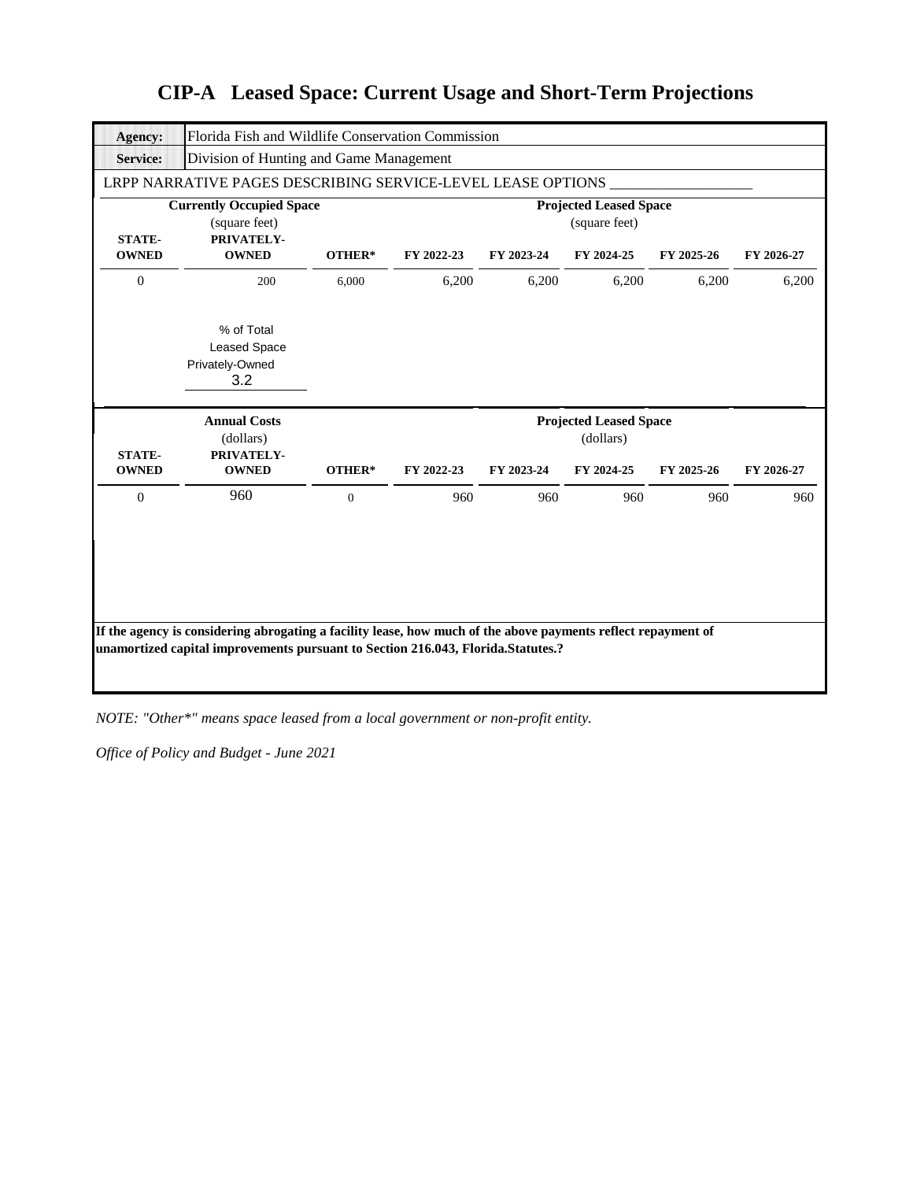# CIP-A Leased Space: Current Usage and Short-Term Projections

| **Agency:** | Florida Fish and Wildlife Conservation Commission |
|---|---|
| **Service:** | Division of Hunting and Game Management |

LRPP NARRATIVE PAGES DESCRIBING SERVICE-LEVEL LEASE OPTIONS ___________________

| Currently Occupied Space (square feet) | | | Projected Leased Space (square feet) | | | | |
|---|---|---|---|---|---|---|---|
| **STATE-OWNED** | **PRIVATELY-OWNED** | **OTHER*** | **FY 2022-23** | **FY 2023-24** | **FY 2024-25** | **FY 2025-26** | **FY 2026-27** |
| 0 | 200 | 6,000 | 6,200 | 6,200 | 6,200 | 6,200 | 6,200 |

% of Total Leased Space Privately-Owned
3.2

| Annual Costs (dollars) | | | Projected Leased Space (dollars) | | | | |
|---|---|---|---|---|---|---|---|
| **STATE-OWNED** | **PRIVATELY-OWNED** | **OTHER*** | **FY 2022-23** | **FY 2023-24** | **FY 2024-25** | **FY 2025-26** | **FY 2026-27** |
| 0 | 960 | 0 | 960 | 960 | 960 | 960 | 960 |

**If the agency is considering abrogating a facility lease, how much of the above payments reflect repayment of unamortized capital improvements pursuant to Section 216.043, Florida.Statutes.?**

*NOTE: "Other*" means space leased from a local government or non-profit entity.*

*Office of Policy and Budget - June 2021*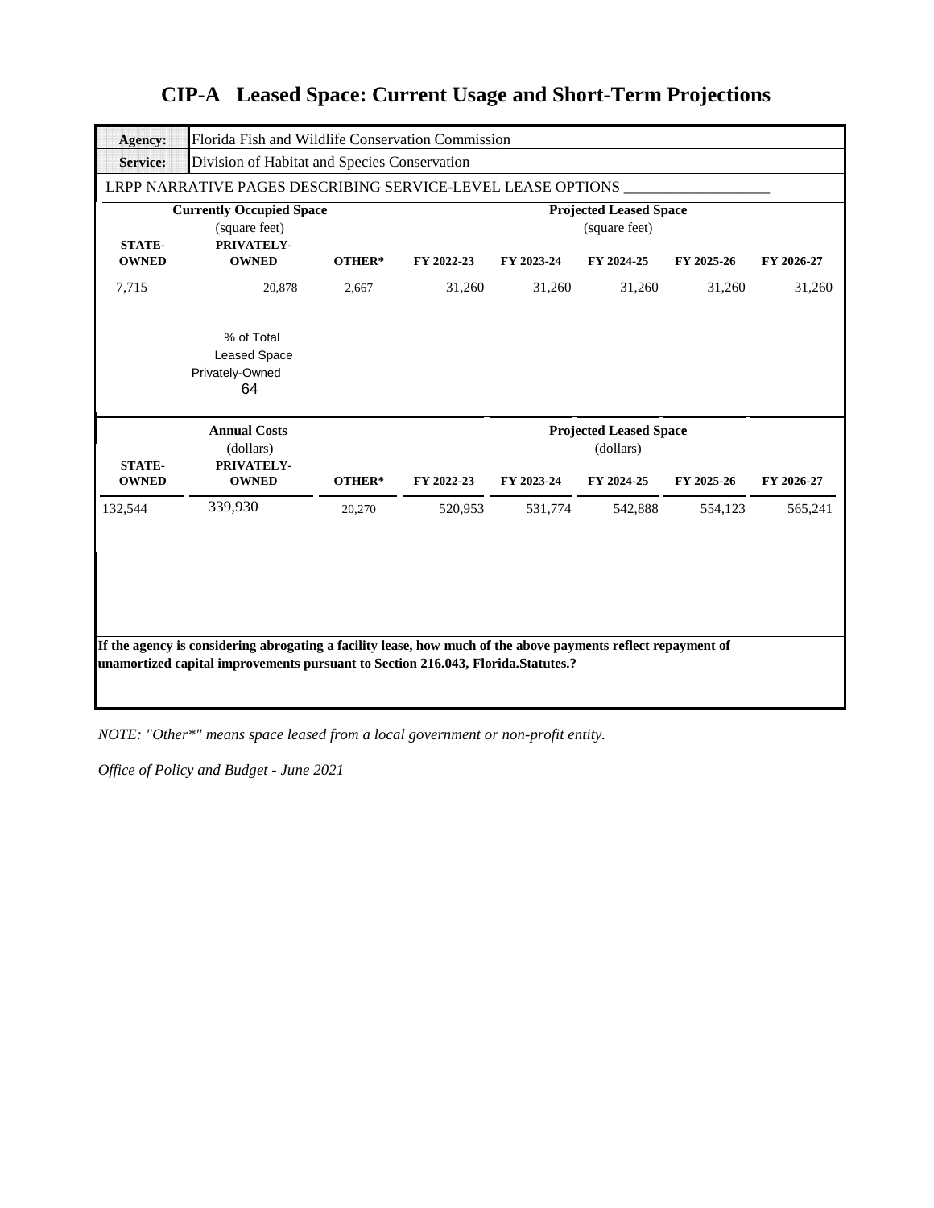# CIP-A Leased Space: Current Usage and Short-Term Projections

| **Agency:** | Florida Fish and Wildlife Conservation Commission |
|---|---|
| **Service:** | Division of Habitat and Species Conservation |

LRPP NARRATIVE PAGES DESCRIBING SERVICE-LEVEL LEASE OPTIONS ___________________

| **Currently Occupied Space** (square feet) | | | **Projected Leased Space** (square feet) | | | | |
|---|---|---|---|---|---|---|---|
| **STATE-OWNED** | **PRIVATELY-OWNED** | **OTHER*** | **FY 2022-23** | **FY 2023-24** | **FY 2024-25** | **FY 2025-26** | **FY 2026-27** |
| 7,715 | 20,878 | 2,667 | 31,260 | 31,260 | 31,260 | 31,260 | 31,260 |

% of Total Leased Space Privately-Owned
64

| **Annual Costs** (dollars) | | | **Projected Leased Space** (dollars) | | | | |
|---|---|---|---|---|---|---|---|
| **STATE-OWNED** | **PRIVATELY-OWNED** | **OTHER*** | **FY 2022-23** | **FY 2023-24** | **FY 2024-25** | **FY 2025-26** | **FY 2026-27** |
| 132,544 | 339,930 | 20,270 | 520,953 | 531,774 | 542,888 | 554,123 | 565,241 |

**If the agency is considering abrogating a facility lease, how much of the above payments reflect repayment of unamortized capital improvements pursuant to Section 216.043, Florida.Statutes.?**

*NOTE: "Other*" means space leased from a local government or non-profit entity.*

*Office of Policy and Budget - June 2021*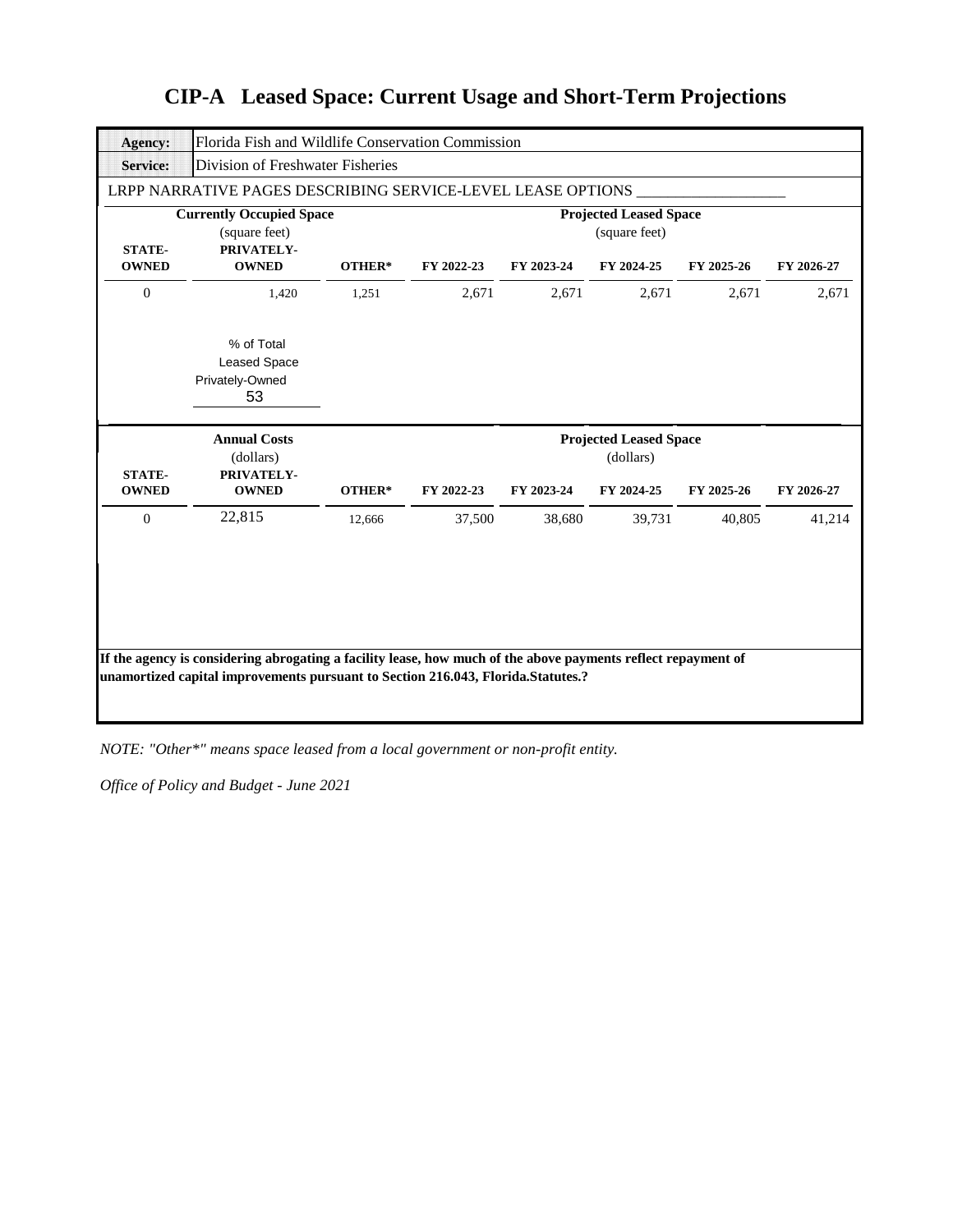# CIP-A Leased Space: Current Usage and Short-Term Projections

| | |
|---|---|
| **Agency:** | Florida Fish and Wildlife Conservation Commission |
| **Service:** | Division of Freshwater Fisheries |

LRPP NARRATIVE PAGES DESCRIBING SERVICE-LEVEL LEASE OPTIONS ___________________

| Currently Occupied Space (square feet) | | | Projected Leased Space (square feet) | | | | |
|---|---|---|---|---|---|---|---|
| **STATE-OWNED** | **PRIVATELY-OWNED** | **OTHER*** | **FY 2022-23** | **FY 2023-24** | **FY 2024-25** | **FY 2025-26** | **FY 2026-27** |
| 0 | 1,420 | 1,251 | 2,671 | 2,671 | 2,671 | 2,671 | 2,671 |

% of Total Leased Space Privately-Owned: 53

| Annual Costs (dollars) | | | Projected Leased Space (dollars) | | | | |
|---|---|---|---|---|---|---|---|
| **STATE-OWNED** | **PRIVATELY-OWNED** | **OTHER*** | **FY 2022-23** | **FY 2023-24** | **FY 2024-25** | **FY 2025-26** | **FY 2026-27** |
| 0 | 22,815 | 12,666 | 37,500 | 38,680 | 39,731 | 40,805 | 41,214 |

**If the agency is considering abrogating a facility lease, how much of the above payments reflect repayment of unamortized capital improvements pursuant to Section 216.043, Florida.Statutes.?**

*NOTE: "Other*" means space leased from a local government or non-profit entity.*

*Office of Policy and Budget - June 2021*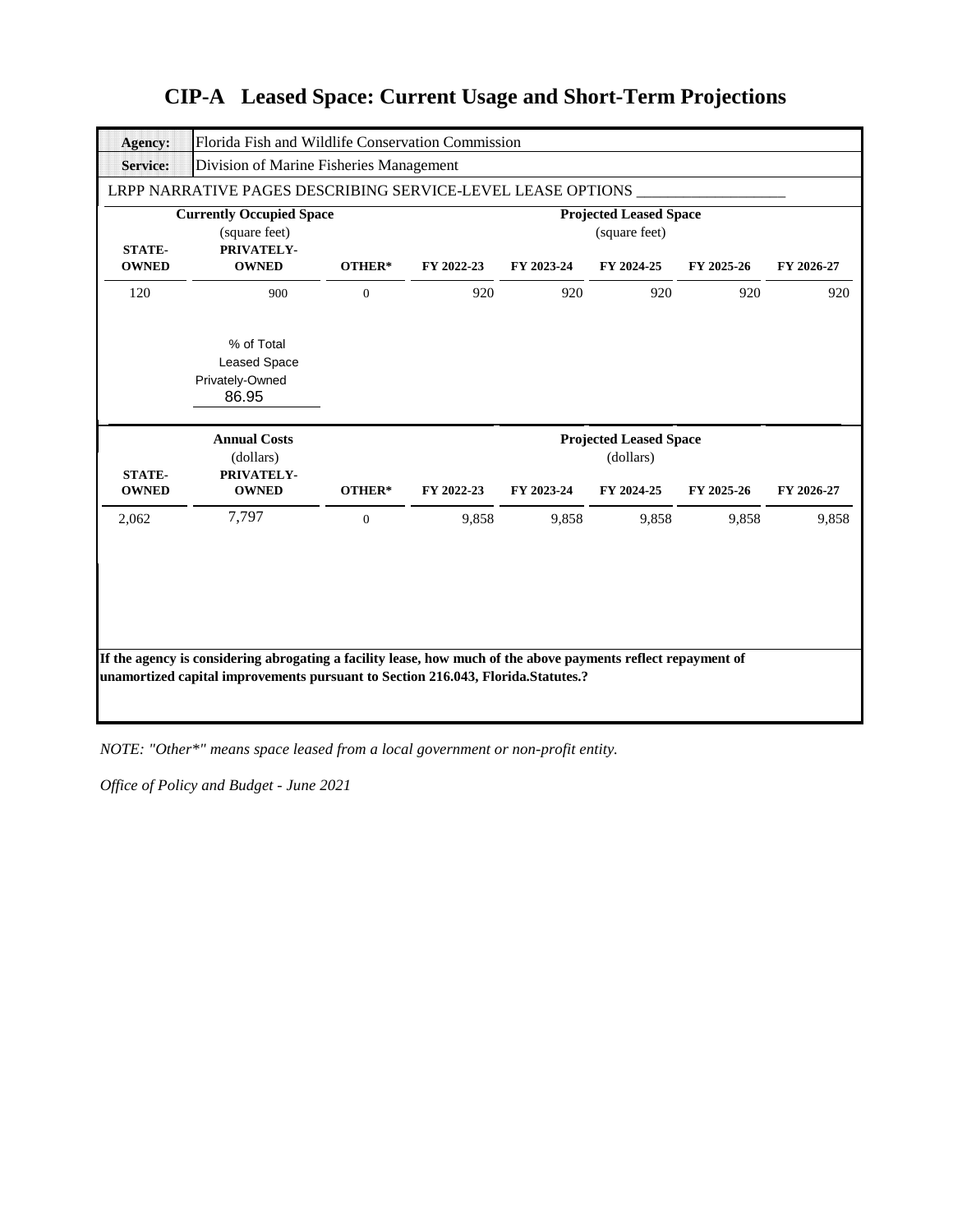# CIP-A Leased Space: Current Usage and Short-Term Projections

| **Agency:** | Florida Fish and Wildlife Conservation Commission |
|---|---|
| **Service:** | Division of Marine Fisheries Management |

LRPP NARRATIVE PAGES DESCRIBING SERVICE-LEVEL LEASE OPTIONS ___________________

| **Currently Occupied Space** (square feet) | | | **Projected Leased Space** (square feet) | | | | |
|---|---|---|---|---|---|---|---|
| **STATE-OWNED** | **PRIVATELY-OWNED** | **OTHER*** | **FY 2022-23** | **FY 2023-24** | **FY 2024-25** | **FY 2025-26** | **FY 2026-27** |
| 120 | 900 | 0 | 920 | 920 | 920 | 920 | 920 |

% of Total Leased Space Privately-Owned
86.95

| **Annual Costs** (dollars) | | | **Projected Leased Space** (dollars) | | | | |
|---|---|---|---|---|---|---|---|
| **STATE-OWNED** | **PRIVATELY-OWNED** | **OTHER*** | **FY 2022-23** | **FY 2023-24** | **FY 2024-25** | **FY 2025-26** | **FY 2026-27** |
| 2,062 | 7,797 | 0 | 9,858 | 9,858 | 9,858 | 9,858 | 9,858 |

**If the agency is considering abrogating a facility lease, how much of the above payments reflect repayment of unamortized capital improvements pursuant to Section 216.043, Florida.Statutes.?**

*NOTE: "Other*" means space leased from a local government or non-profit entity.*

*Office of Policy and Budget - June 2021*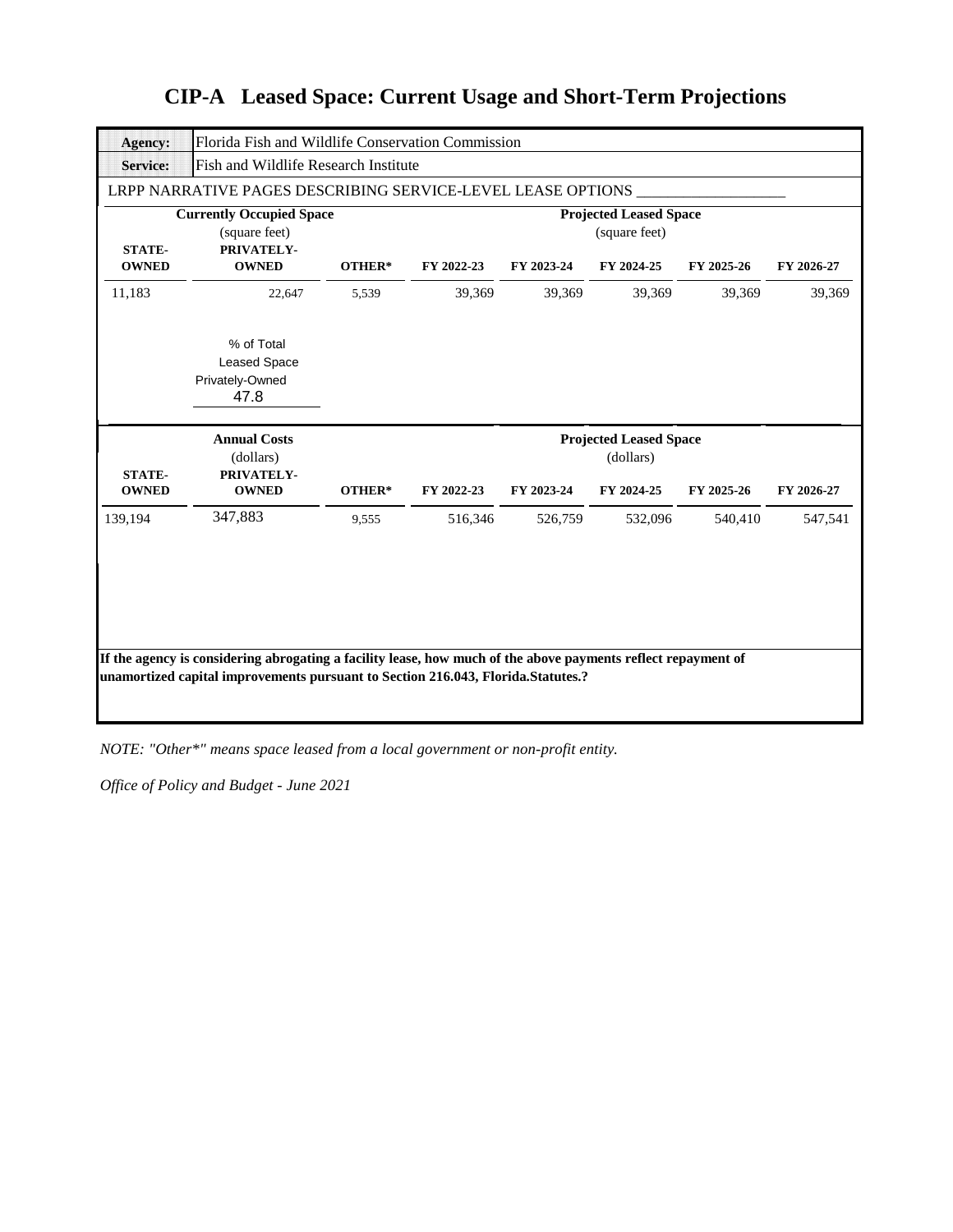# CIP-A Leased Space: Current Usage and Short-Term Projections

| | |
|---|---|
| **Agency:** | Florida Fish and Wildlife Conservation Commission |
| **Service:** | Fish and Wildlife Research Institute |

LRPP NARRATIVE PAGES DESCRIBING SERVICE-LEVEL LEASE OPTIONS ___________________

| Currently Occupied Space (square feet) | | | Projected Leased Space (square feet) | | | | |
|---|---|---|---|---|---|---|---|
| **STATE-OWNED** | **PRIVATELY-OWNED** | **OTHER*** | **FY 2022-23** | **FY 2023-24** | **FY 2024-25** | **FY 2025-26** | **FY 2026-27** |
| 11,183 | 22,647 | 5,539 | 39,369 | 39,369 | 39,369 | 39,369 | 39,369 |

% of Total Leased Space Privately-Owned
47.8

| Annual Costs (dollars) | | | Projected Leased Space (dollars) | | | | |
|---|---|---|---|---|---|---|---|
| **STATE-OWNED** | **PRIVATELY-OWNED** | **OTHER*** | **FY 2022-23** | **FY 2023-24** | **FY 2024-25** | **FY 2025-26** | **FY 2026-27** |
| 139,194 | 347,883 | 9,555 | 516,346 | 526,759 | 532,096 | 540,410 | 547,541 |

**If the agency is considering abrogating a facility lease, how much of the above payments reflect repayment of unamortized capital improvements pursuant to Section 216.043, Florida.Statutes.?**

*NOTE: "Other*" means space leased from a local government or non-profit entity.*

*Office of Policy and Budget - June 2021*